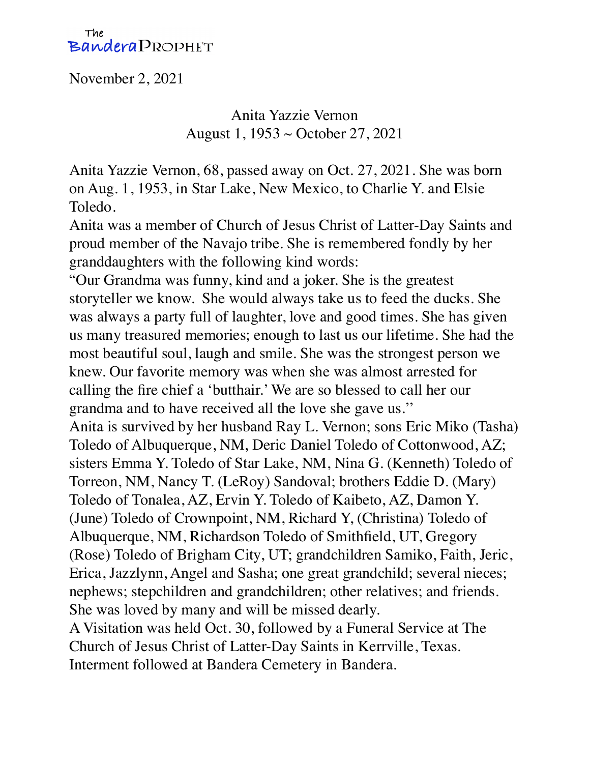The BanderaProphet

November 2, 2021

## Anita Yazzie Vernon
### August 1, 1953 ~ October 27, 2021

Anita Yazzie Vernon, 68, passed away on Oct. 27, 2021. She was born on Aug. 1, 1953, in Star Lake, New Mexico, to Charlie Y. and Elsie Toledo.

Anita was a member of Church of Jesus Christ of Latter-Day Saints and proud member of the Navajo tribe. She is remembered fondly by her granddaughters with the following kind words:

"Our Grandma was funny, kind and a joker. She is the greatest storyteller we know. She would always take us to feed the ducks. She was always a party full of laughter, love and good times. She has given us many treasured memories; enough to last us our lifetime. She had the most beautiful soul, laugh and smile. She was the strongest person we knew. Our favorite memory was when she was almost arrested for calling the fire chief a 'butthair.' We are so blessed to call her our grandma and to have received all the love she gave us."

Anita is survived by her husband Ray L. Vernon; sons Eric Miko (Tasha) Toledo of Albuquerque, NM, Deric Daniel Toledo of Cottonwood, AZ; sisters Emma Y. Toledo of Star Lake, NM, Nina G. (Kenneth) Toledo of Torreon, NM, Nancy T. (LeRoy) Sandoval; brothers Eddie D. (Mary) Toledo of Tonalea, AZ, Ervin Y. Toledo of Kaibeto, AZ, Damon Y. (June) Toledo of Crownpoint, NM, Richard Y, (Christina) Toledo of Albuquerque, NM, Richardson Toledo of Smithfield, UT, Gregory (Rose) Toledo of Brigham City, UT; grandchildren Samiko, Faith, Jeric, Erica, Jazzlynn, Angel and Sasha; one great grandchild; several nieces; nephews; stepchildren and grandchildren; other relatives; and friends. She was loved by many and will be missed dearly.

A Visitation was held Oct. 30, followed by a Funeral Service at The Church of Jesus Christ of Latter-Day Saints in Kerrville, Texas. Interment followed at Bandera Cemetery in Bandera.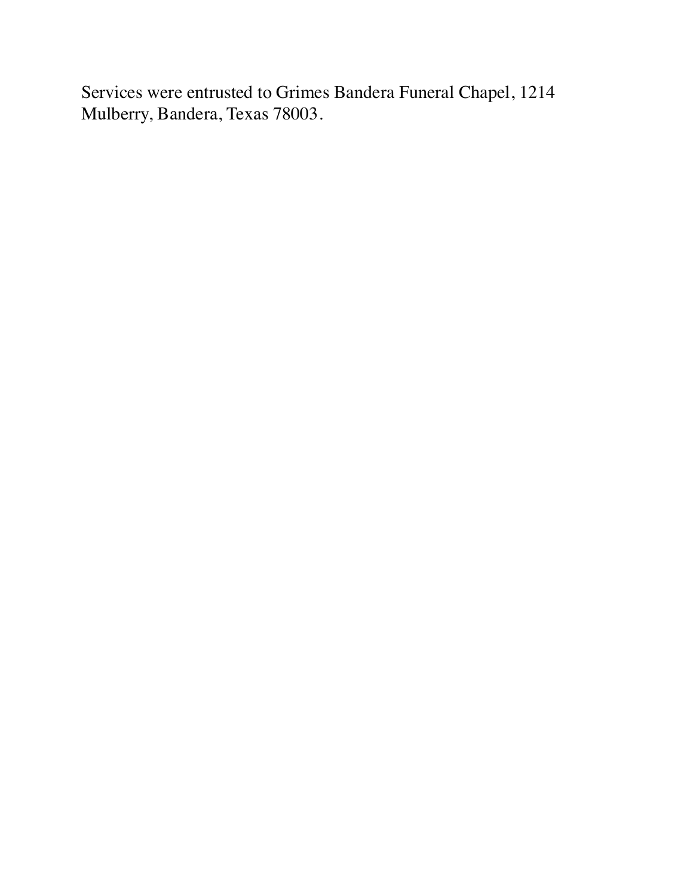Services were entrusted to Grimes Bandera Funeral Chapel, 1214 Mulberry, Bandera, Texas 78003.